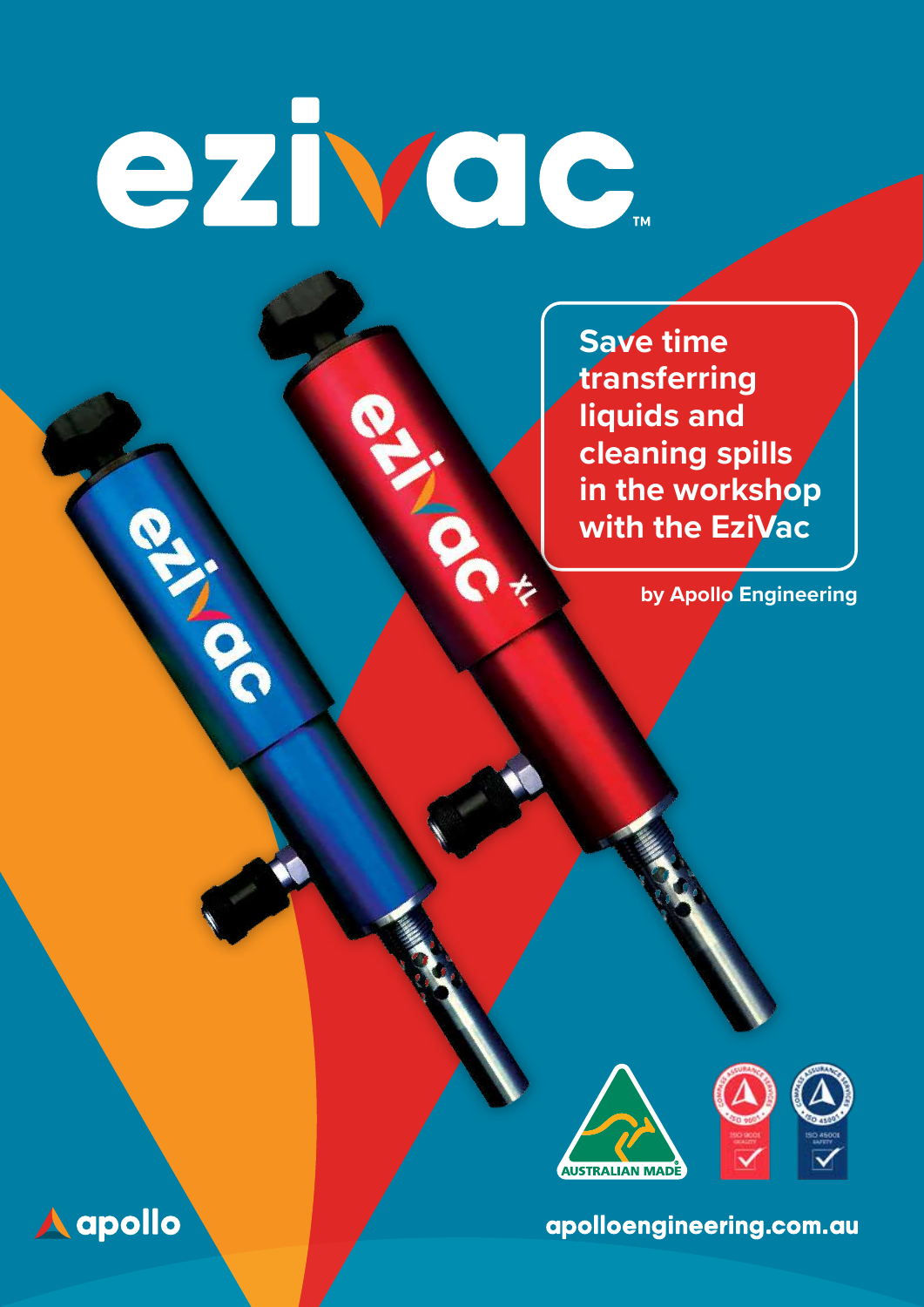# ezivac™

**Save time transferring liquids and cleaning spills in the workshop with the EziVac**

**by Apollo Engineering**

AUSTRALIAN MADE

ISO 9001 QUALITY

ISO 45001 SAFETY

apollo

**apolloengineering.com.au**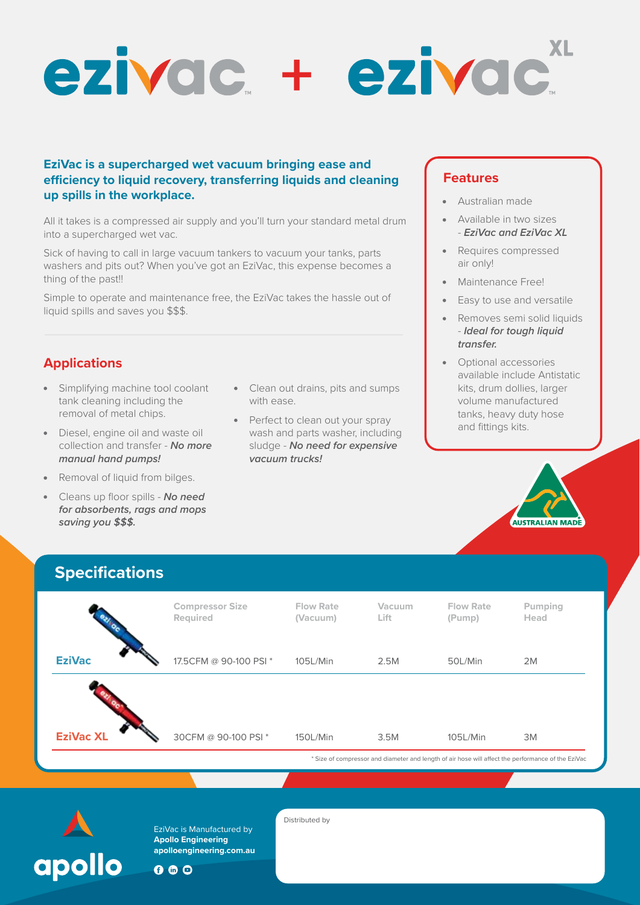# ezivac + ezivac XL

**EziVac is a supercharged wet vacuum bringing ease and efficiency to liquid recovery, transferring liquids and cleaning up spills in the workplace.**

All it takes is a compressed air supply and you'll turn your standard metal drum into a supercharged wet vac.

Sick of having to call in large vacuum tankers to vacuum your tanks, parts washers and pits out? When you've got an EziVac, this expense becomes a thing of the past!!

Simple to operate and maintenance free, the EziVac takes the hassle out of liquid spills and saves you $$$.

## Applications

- Simplifying machine tool coolant tank cleaning including the removal of metal chips.
- Diesel, engine oil and waste oil collection and transfer - ***No more manual hand pumps!***
- Removal of liquid from bilges.
- Cleans up floor spills - ***No need for absorbents, rags and mops saving you $$$.***
- Clean out drains, pits and sumps with ease.
- Perfect to clean out your spray wash and parts washer, including sludge - ***No need for expensive vacuum trucks!***

## Features

- Australian made
- Available in two sizes - ***EziVac and EziVac XL***
- Requires compressed air only!
- Maintenance Free!
- Easy to use and versatile
- Removes semi solid liquids - ***Ideal for tough liquid transfer.***
- Optional accessories available include Antistatic kits, drum dollies, larger volume manufactured tanks, heavy duty hose and fittings kits.

AUSTRALIAN MADE

## Specifications

| | Compressor Size Required | Flow Rate (Vacuum) | Vacuum Lift | Flow Rate (Pump) | Pumping Head |
|---|---|---|---|---|---|
| **EziVac** | 17.5CFM @ 90-100 PSI * | 105L/Min | 2.5M | 50L/Min | 2M |
| **EziVac XL** | 30CFM @ 90-100 PSI * | 150L/Min | 3.5M | 105L/Min | 3M |

\* Size of compressor and diameter and length of air hose will affect the performance of the EziVac

apollo

EziVac is Manufactured by
**Apollo Engineering**
**apolloengineering.com.au**

Distributed by